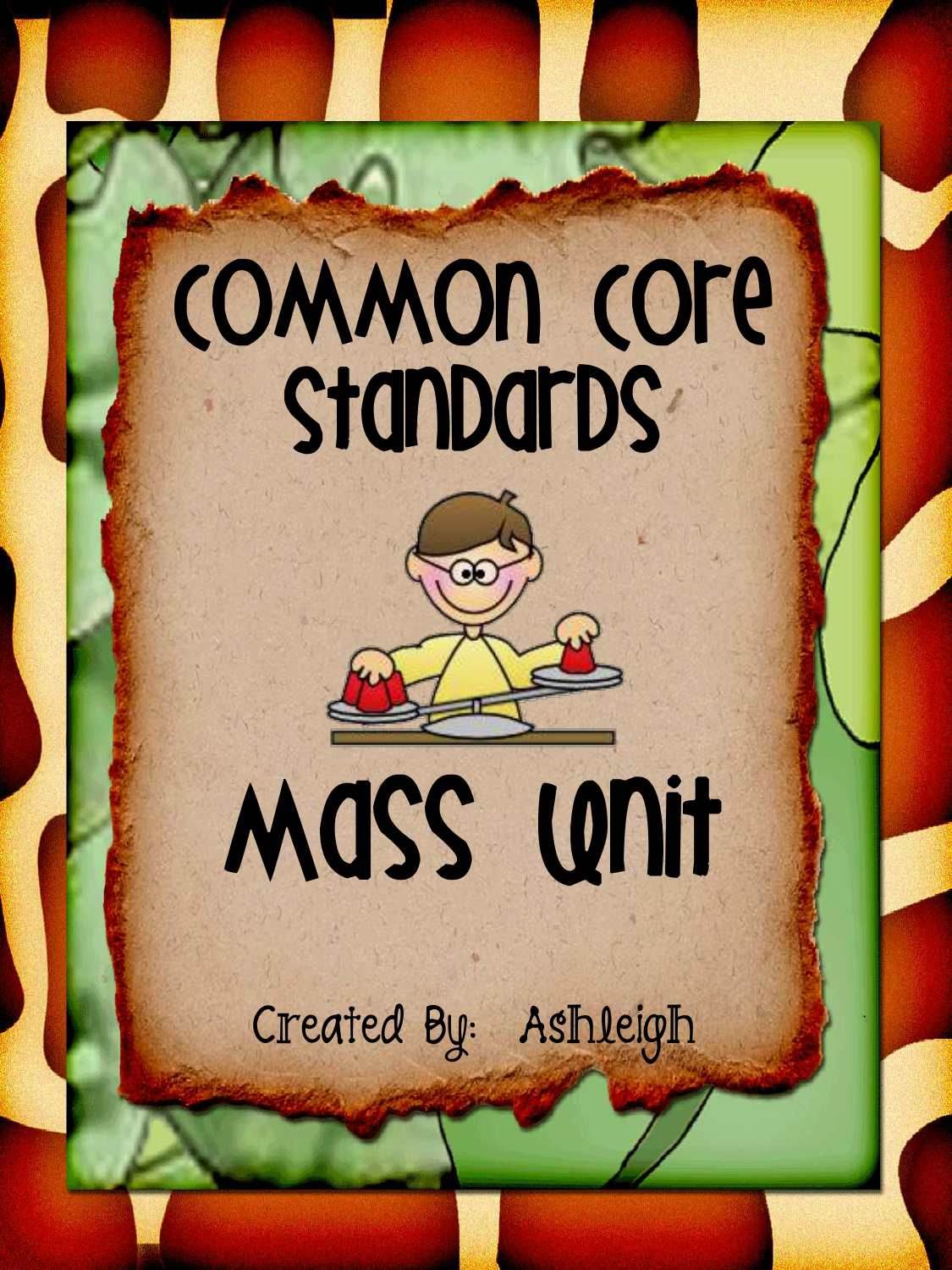# Common Core Standards

# Mass Unit

Created By: Ashleigh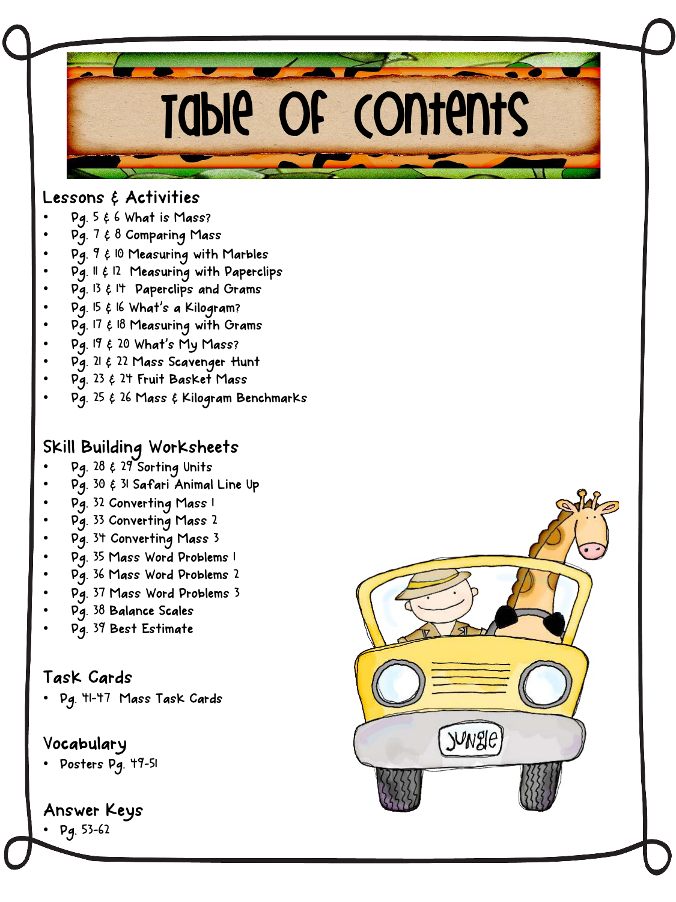# Table of Contents

## Lessons & Activities

- Pg. 5 & 6 What is Mass?
- Pg. 7 & 8 Comparing Mass
- Pg. 9 & 10 Measuring with Marbles
- Pg. 11 & 12 Measuring with Paperclips
- Pg. 13 & 14 Paperclips and Grams
- Pg. 15 & 16 What's a Kilogram?
- Pg. 17 & 18 Measuring with Grams
- Pg. 19 & 20 What's My Mass?
- Pg. 21 & 22 Mass Scavenger Hunt
- Pg. 23 & 24 Fruit Basket Mass
- Pg. 25 & 26 Mass & Kilogram Benchmarks

## Skill Building Worksheets

- Pg. 28 & 29 Sorting Units
- Pg. 30 & 31 Safari Animal Line Up
- Pg. 32 Converting Mass 1
- Pg. 33 Converting Mass 2
- Pg. 34 Converting Mass 3
- Pg. 35 Mass Word Problems 1
- Pg. 36 Mass Word Problems 2
- Pg. 37 Mass Word Problems 3
- Pg. 38 Balance Scales
- Pg. 39 Best Estimate

## Task Cards

- Pg. 41-47 Mass Task Cards

## Vocabulary

- Posters Pg. 49-51

## Answer Keys

- Pg. 53-62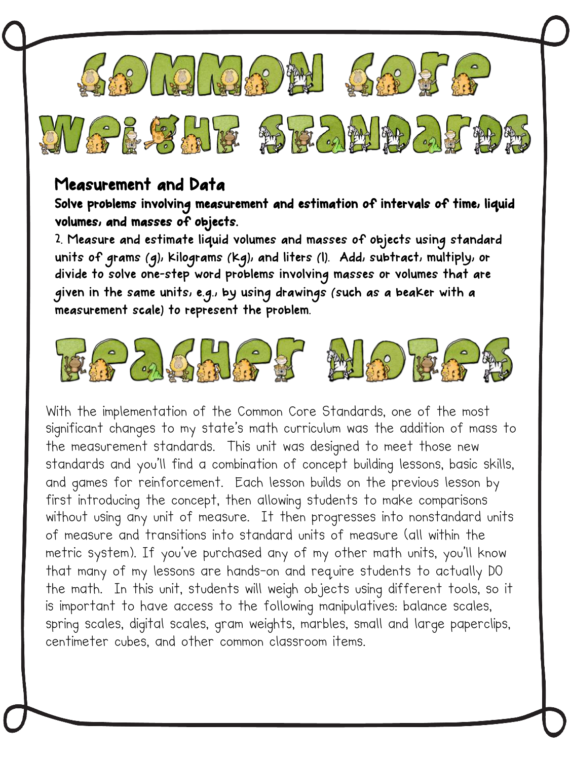# Common Core Weight Standards

## Measurement and Data

**Solve problems involving measurement and estimation of intervals of time, liquid volumes, and masses of objects.**

**2. Measure and estimate liquid volumes and masses of objects using standard units of grams (g), kilograms (kg), and liters (l). Add, subtract, multiply, or divide to solve one-step word problems involving masses or volumes that are given in the same units, e.g., by using drawings (such as a beaker with a measurement scale) to represent the problem.**

# Teacher Notes

With the implementation of the Common Core Standards, one of the most significant changes to my state's math curriculum was the addition of mass to the measurement standards. This unit was designed to meet those new standards and you'll find a combination of concept building lessons, basic skills, and games for reinforcement. Each lesson builds on the previous lesson by first introducing the concept, then allowing students to make comparisons without using any unit of measure. It then progresses into nonstandard units of measure and transitions into standard units of measure (all within the metric system). If you've purchased any of my other math units, you'll know that many of my lessons are hands-on and require students to actually DO the math. In this unit, students will weigh objects using different tools, so it is important to have access to the following manipulatives: balance scales, spring scales, digital scales, gram weights, marbles, small and large paperclips, centimeter cubes, and other common classroom items.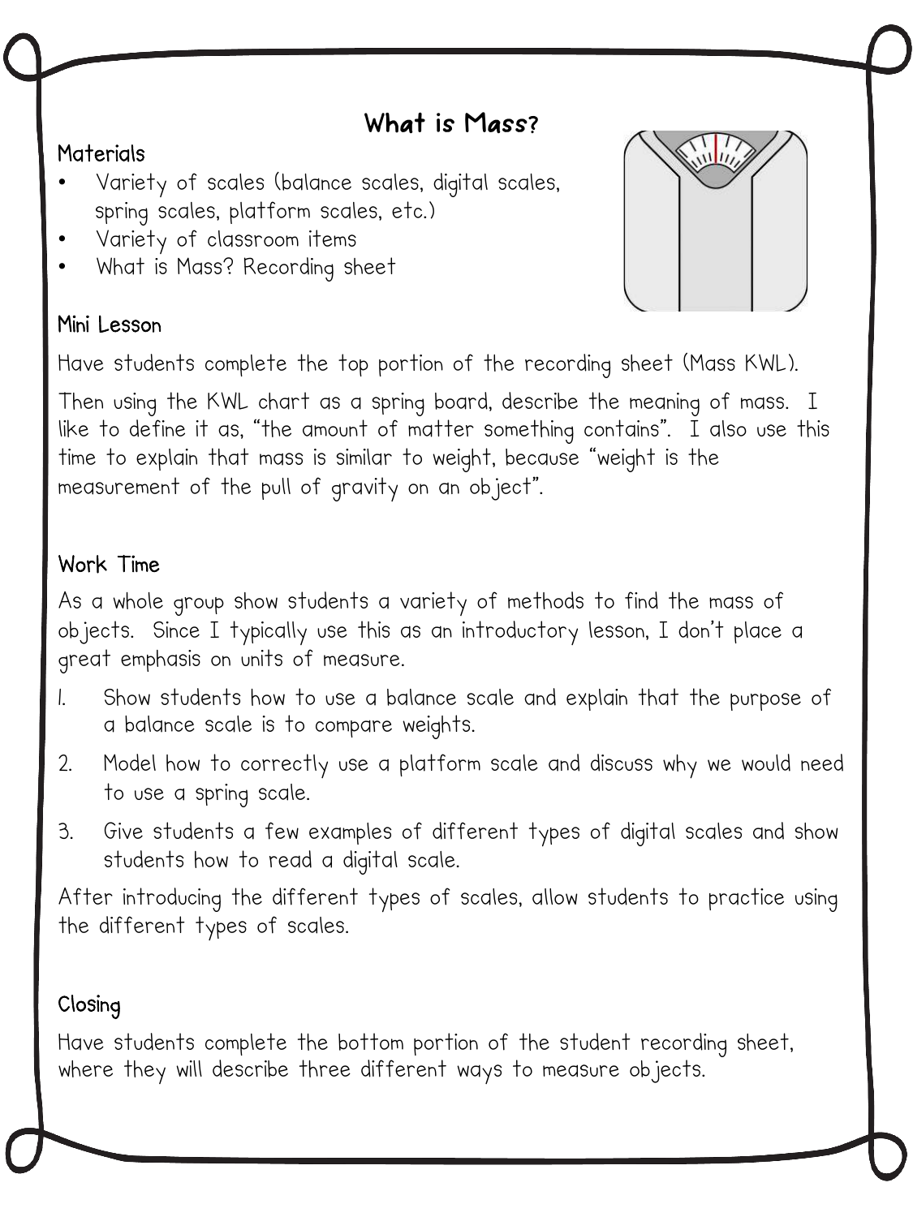# What is Mass?

**Materials**

- Variety of scales (balance scales, digital scales, spring scales, platform scales, etc.)
- Variety of classroom items
- What is Mass? Recording sheet

**Mini Lesson**

Have students complete the top portion of the recording sheet (Mass KWL).

Then using the KWL chart as a spring board, describe the meaning of mass. I like to define it as, "the amount of matter something contains". I also use this time to explain that mass is similar to weight, because "weight is the measurement of the pull of gravity on an object".

**Work Time**

As a whole group show students a variety of methods to find the mass of objects. Since I typically use this as an introductory lesson, I don't place a great emphasis on units of measure.

1. Show students how to use a balance scale and explain that the purpose of a balance scale is to compare weights.
2. Model how to correctly use a platform scale and discuss why we would need to use a spring scale.
3. Give students a few examples of different types of digital scales and show students how to read a digital scale.

After introducing the different types of scales, allow students to practice using the different types of scales.

**Closing**

Have students complete the bottom portion of the student recording sheet, where they will describe three different ways to measure objects.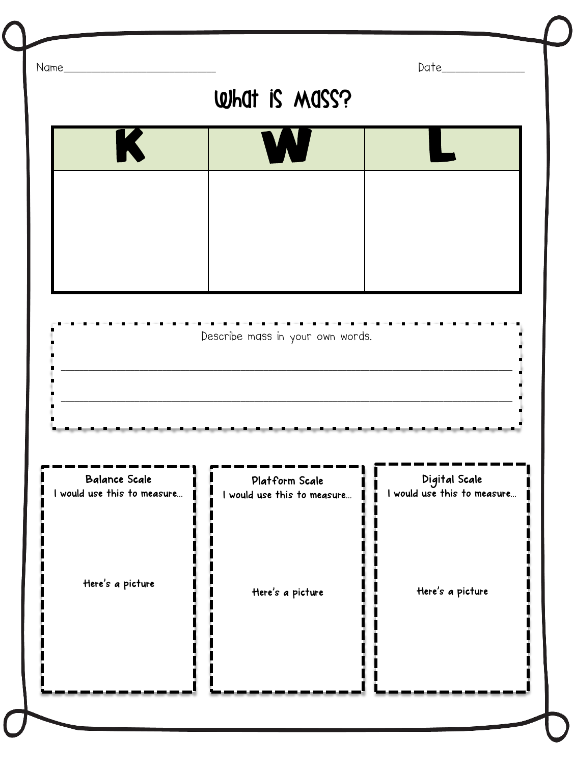Name____________________________ Date______________

# What is Mass?

| K | W | L |
|---|---|---|
| | | |

Describe mass in your own words.

_______________________________________________________________

_______________________________________________________________

**Balance Scale**
I would use this to measure...

Here's a picture

**Platform Scale**
I would use this to measure...

Here's a picture

**Digital Scale**
I would use this to measure...

Here's a picture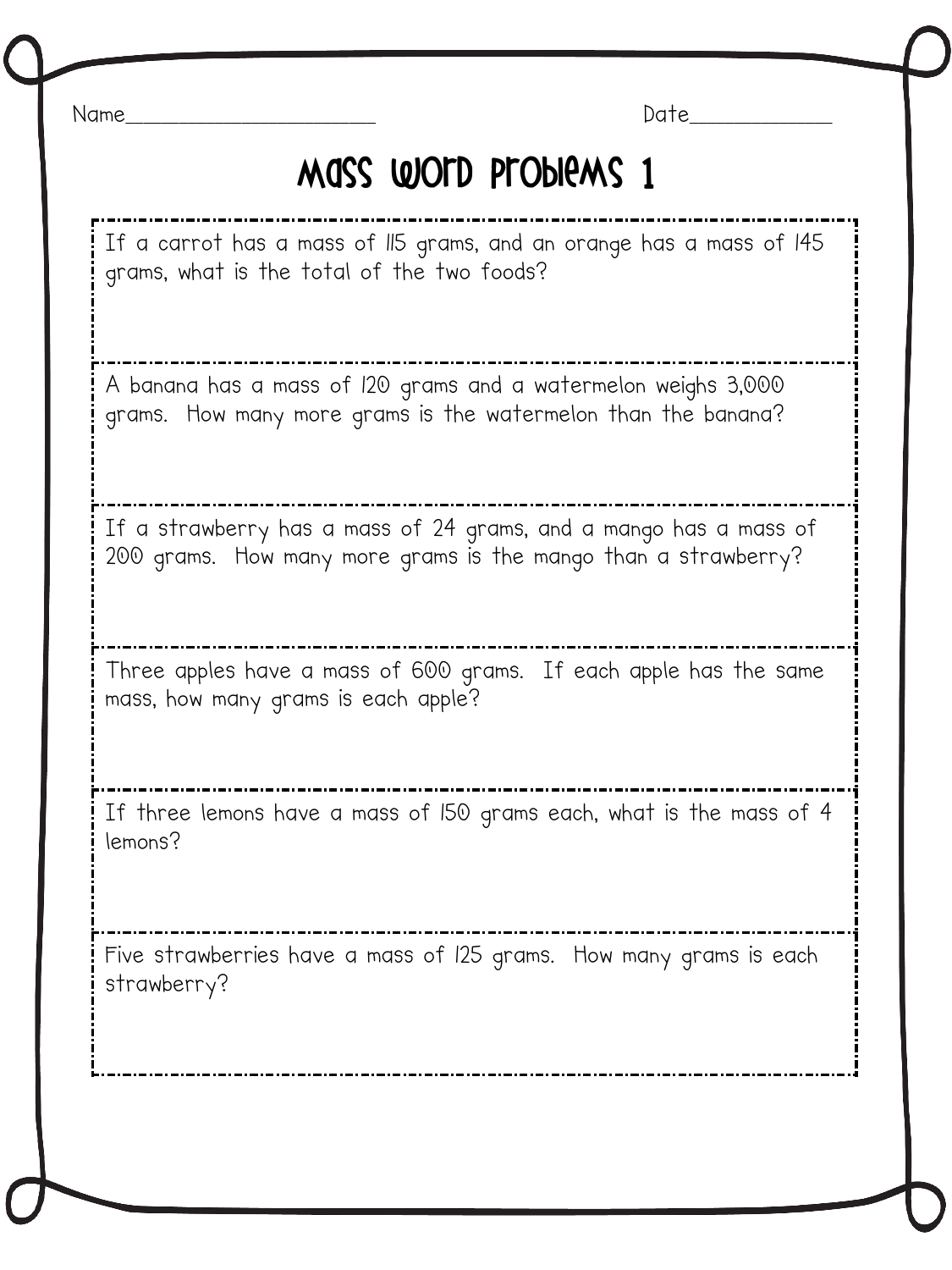Name______________________ Date____________

# Mass Word Problems 1

If a carrot has a mass of 115 grams, and an orange has a mass of 145 grams, what is the total of the two foods?

A banana has a mass of 120 grams and a watermelon weighs 3,000 grams. How many more grams is the watermelon than the banana?

If a strawberry has a mass of 24 grams, and a mango has a mass of 200 grams. How many more grams is the mango than a strawberry?

Three apples have a mass of 600 grams. If each apple has the same mass, how many grams is each apple?

If three lemons have a mass of 150 grams each, what is the mass of 4 lemons?

Five strawberries have a mass of 125 grams. How many grams is each strawberry?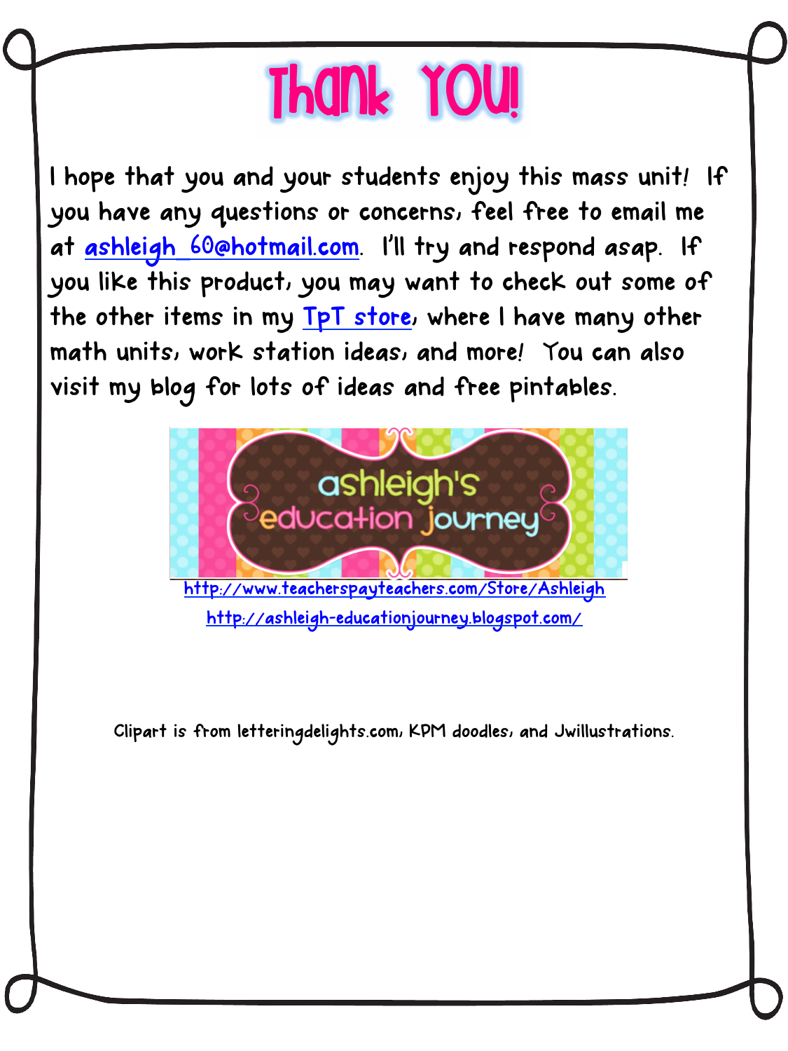# Thank YOU!

I hope that you and your students enjoy this mass unit! If you have any questions or concerns, feel free to email me at ashleigh_60@hotmail.com. I'll try and respond asap. If you like this product, you may want to check out some of the other items in my TpT store, where I have many other math units, work station ideas, and more! You can also visit my blog for lots of ideas and free pintables.

ashleigh's education journey

http://www.teacherspayteachers.com/Store/Ashleigh

http://ashleigh-educationjourney.blogspot.com/

Clipart is from letteringdelights.com, KPM doodles, and Jwillustrations.